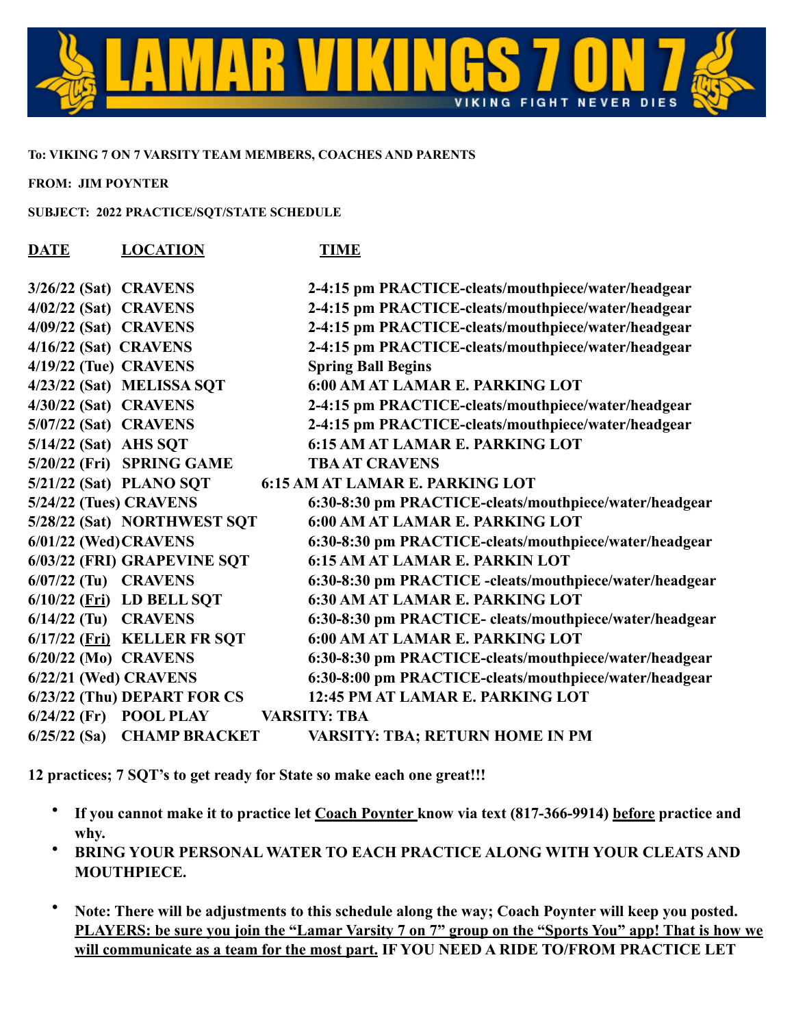# LAMAR VIKINGS 7 ON 7

VIKING FIGHT NEVER DIES

**To: VIKING 7 ON 7 VARSITY TEAM MEMBERS, COACHES AND PARENTS**

**FROM: JIM POYNTER**

**SUBJECT: 2022 PRACTICE/SQT/STATE SCHEDULE**

| DATE | LOCATION | TIME |
|---|---|---|
| 3/26/22 (Sat) | CRAVENS | 2-4:15 pm PRACTICE-cleats/mouthpiece/water/headgear |
| 4/02/22 (Sat) | CRAVENS | 2-4:15 pm PRACTICE-cleats/mouthpiece/water/headgear |
| 4/09/22 (Sat) | CRAVENS | 2-4:15 pm PRACTICE-cleats/mouthpiece/water/headgear |
| 4/16/22 (Sat) | CRAVENS | 2-4:15 pm PRACTICE-cleats/mouthpiece/water/headgear |
| 4/19/22 (Tue) | CRAVENS | Spring Ball Begins |
| 4/23/22 (Sat) | MELISSA SQT | 6:00 AM AT LAMAR E. PARKING LOT |
| 4/30/22 (Sat) | CRAVENS | 2-4:15 pm PRACTICE-cleats/mouthpiece/water/headgear |
| 5/07/22 (Sat) | CRAVENS | 2-4:15 pm PRACTICE-cleats/mouthpiece/water/headgear |
| 5/14/22 (Sat) | AHS SQT | 6:15 AM AT LAMAR E. PARKING LOT |
| 5/20/22 (Fri) | SPRING GAME | TBA AT CRAVENS |
| 5/21/22 (Sat) | PLANO SQT | 6:15 AM AT LAMAR E. PARKING LOT |
| 5/24/22 (Tues) | CRAVENS | 6:30-8:30 pm PRACTICE-cleats/mouthpiece/water/headgear |
| 5/28/22 (Sat) | NORTHWEST SQT | 6:00 AM AT LAMAR E. PARKING LOT |
| 6/01/22 (Wed) | CRAVENS | 6:30-8:30 pm PRACTICE-cleats/mouthpiece/water/headgear |
| 6/03/22 (FRI) | GRAPEVINE SQT | 6:15 AM AT LAMAR E. PARKIN LOT |
| 6/07/22 (Tu) | CRAVENS | 6:30-8:30 pm PRACTICE -cleats/mouthpiece/water/headgear |
| 6/10/22 (Fri) | LD BELL SQT | 6:30 AM AT LAMAR E. PARKING LOT |
| 6/14/22 (Tu) | CRAVENS | 6:30-8:30 pm PRACTICE- cleats/mouthpiece/water/headgear |
| 6/17/22 (Fri) | KELLER FR SQT | 6:00 AM AT LAMAR E. PARKING LOT |
| 6/20/22 (Mo) | CRAVENS | 6:30-8:30 pm PRACTICE-cleats/mouthpiece/water/headgear |
| 6/22/21 (Wed) | CRAVENS | 6:30-8:00 pm PRACTICE-cleats/mouthpiece/water/headgear |
| 6/23/22 (Thu) | DEPART FOR CS | 12:45 PM AT LAMAR E. PARKING LOT |
| 6/24/22 (Fr) | POOL PLAY | VARSITY: TBA |
| 6/25/22 (Sa) | CHAMP BRACKET | VARSITY: TBA; RETURN HOME IN PM |

**12 practices; 7 SQT's to get ready for State so make each one great!!!**

- **If you cannot make it to practice let <u>Coach Poynter</u> know via text (817-366-9914) <u>before</u> practice and why.**
- **BRING YOUR PERSONAL WATER TO EACH PRACTICE ALONG WITH YOUR CLEATS AND MOUTHPIECE.**
- **Note: There will be adjustments to this schedule along the way; Coach Poynter will keep you posted. <u>PLAYERS: be sure you join the "Lamar Varsity 7 on 7" group on the "Sports You" app! That is how we will communicate as a team for the most part.</u> IF YOU NEED A RIDE TO/FROM PRACTICE LET**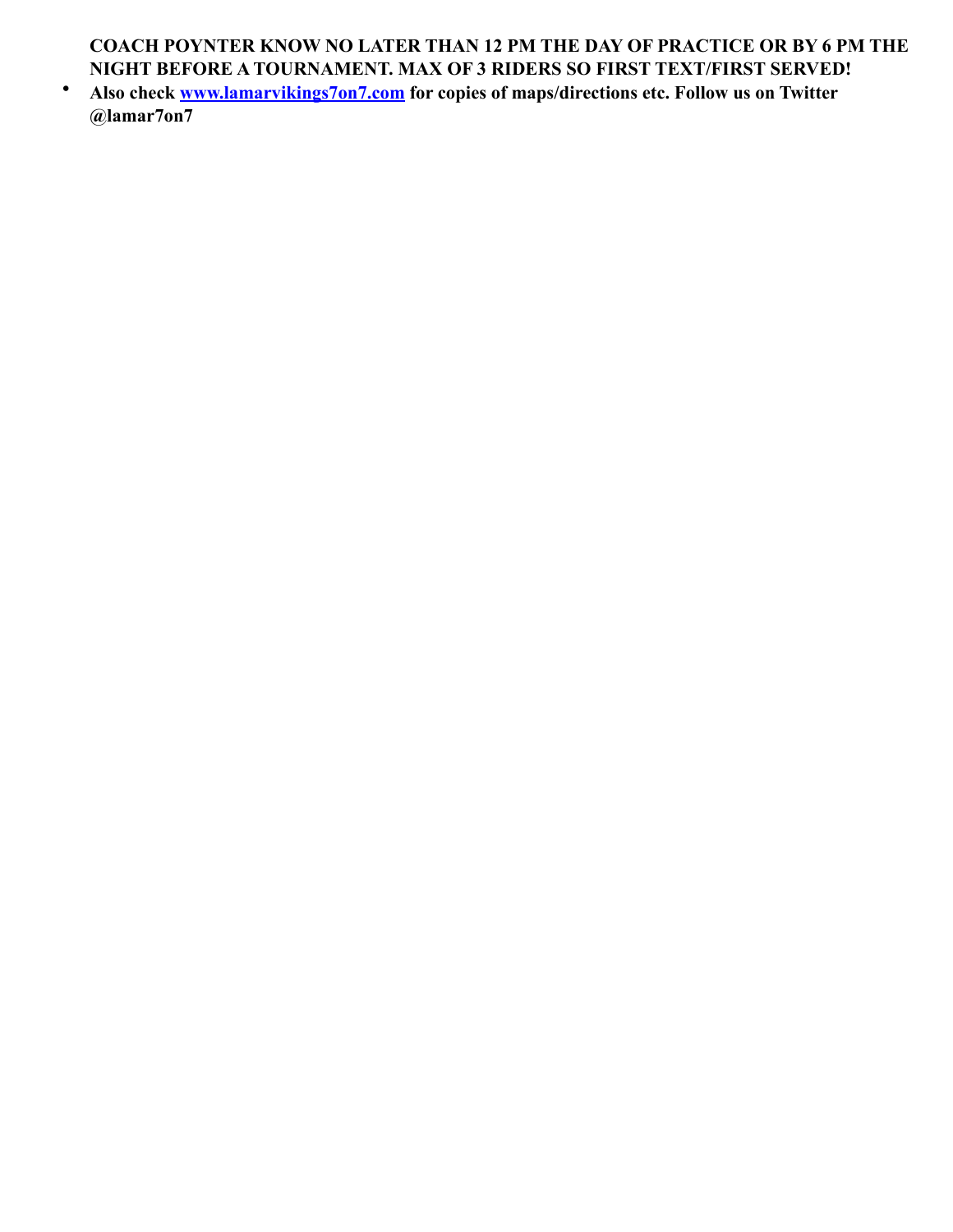**COACH POYNTER KNOW NO LATER THAN 12 PM THE DAY OF PRACTICE OR BY 6 PM THE NIGHT BEFORE A TOURNAMENT. MAX OF 3 RIDERS SO FIRST TEXT/FIRST SERVED!**

- **Also check [www.lamarvikings7on7.com](http://www.lamarvikings7on7.com) for copies of maps/directions etc. Follow us on Twitter @lamar7on7**